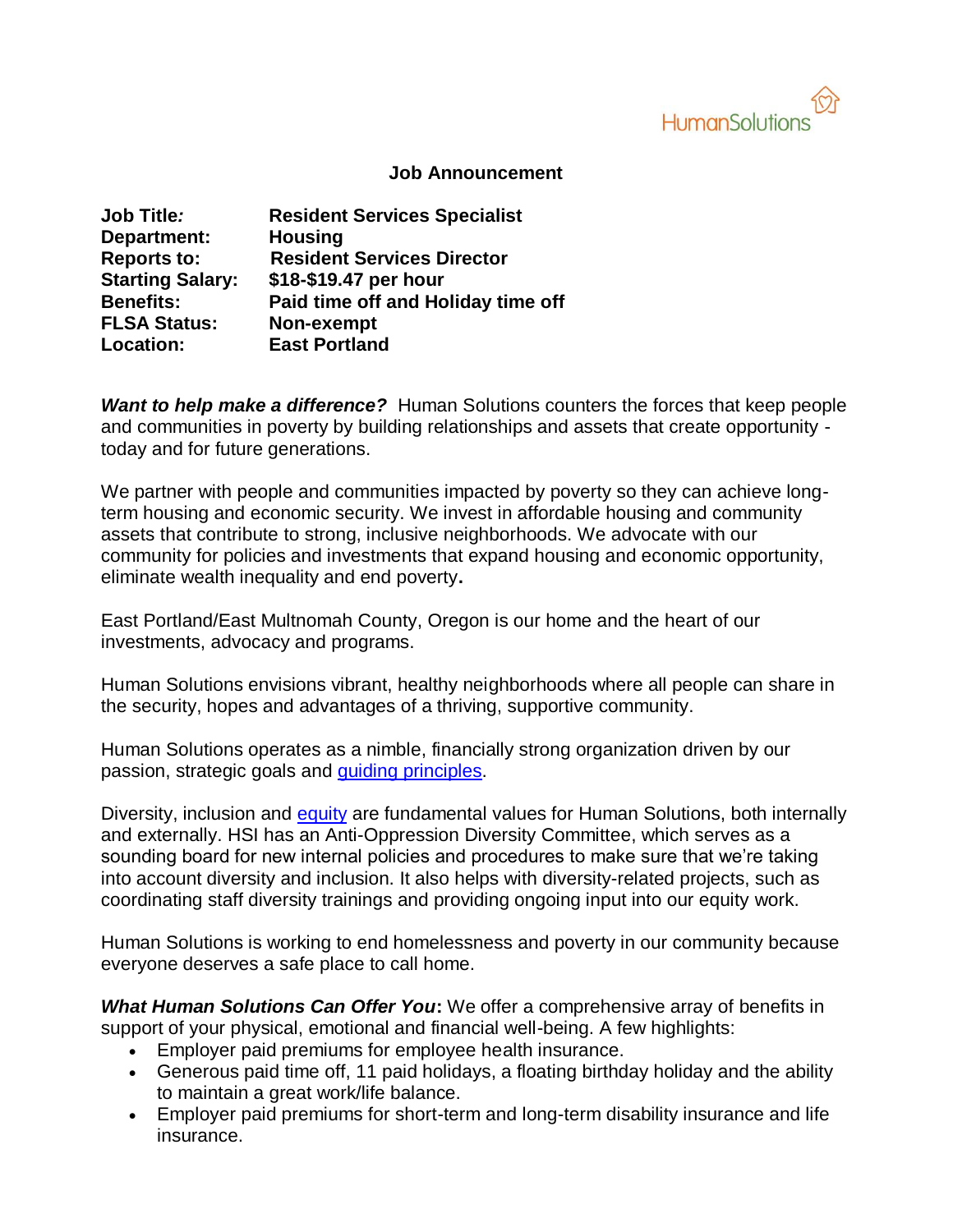HumanSolutions

## Job Announcement

| | |
|---|---|
| **Job Title:** | **Resident Services Specialist** |
| **Department:** | **Housing** |
| **Reports to:** | **Resident Services Director** |
| **Starting Salary:** | **$18-$19.47 per hour** |
| **Benefits:** | **Paid time off and Holiday time off** |
| **FLSA Status:** | **Non-exempt** |
| **Location:** | **East Portland** |

***Want to help make a difference?*** Human Solutions counters the forces that keep people and communities in poverty by building relationships and assets that create opportunity - today and for future generations.

We partner with people and communities impacted by poverty so they can achieve long-term housing and economic security. We invest in affordable housing and community assets that contribute to strong, inclusive neighborhoods. We advocate with our community for policies and investments that expand housing and economic opportunity, eliminate wealth inequality and end poverty.

East Portland/East Multnomah County, Oregon is our home and the heart of our investments, advocacy and programs.

Human Solutions envisions vibrant, healthy neighborhoods where all people can share in the security, hopes and advantages of a thriving, supportive community.

Human Solutions operates as a nimble, financially strong organization driven by our passion, strategic goals and guiding principles.

Diversity, inclusion and equity are fundamental values for Human Solutions, both internally and externally. HSI has an Anti-Oppression Diversity Committee, which serves as a sounding board for new internal policies and procedures to make sure that we're taking into account diversity and inclusion. It also helps with diversity-related projects, such as coordinating staff diversity trainings and providing ongoing input into our equity work.

Human Solutions is working to end homelessness and poverty in our community because everyone deserves a safe place to call home.

***What Human Solutions Can Offer You*:** We offer a comprehensive array of benefits in support of your physical, emotional and financial well-being. A few highlights:

- Employer paid premiums for employee health insurance.
- Generous paid time off, 11 paid holidays, a floating birthday holiday and the ability to maintain a great work/life balance.
- Employer paid premiums for short-term and long-term disability insurance and life insurance.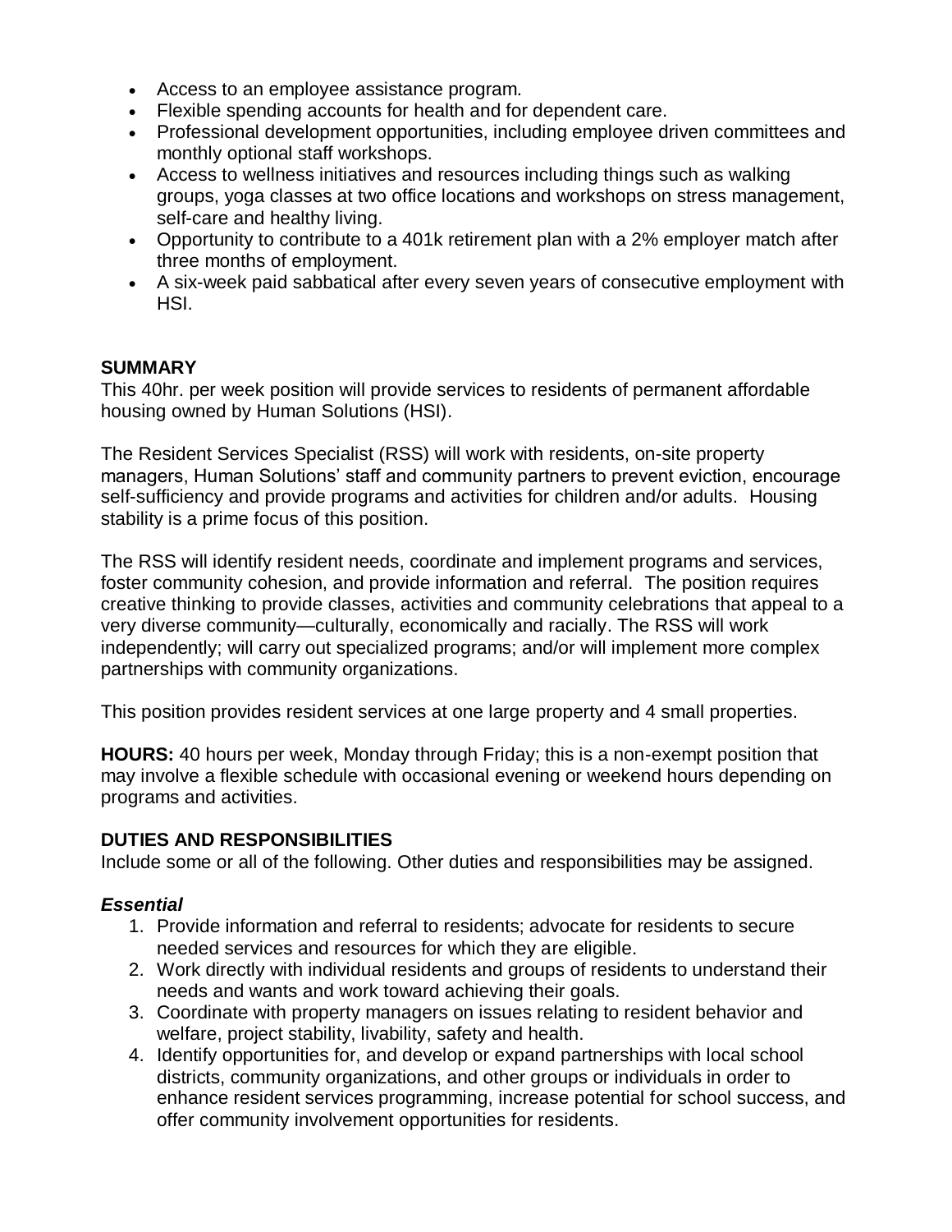- Access to an employee assistance program.
- Flexible spending accounts for health and for dependent care.
- Professional development opportunities, including employee driven committees and monthly optional staff workshops.
- Access to wellness initiatives and resources including things such as walking groups, yoga classes at two office locations and workshops on stress management, self-care and healthy living.
- Opportunity to contribute to a 401k retirement plan with a 2% employer match after three months of employment.
- A six-week paid sabbatical after every seven years of consecutive employment with HSI.

## SUMMARY

This 40hr. per week position will provide services to residents of permanent affordable housing owned by Human Solutions (HSI).

The Resident Services Specialist (RSS) will work with residents, on-site property managers, Human Solutions' staff and community partners to prevent eviction, encourage self-sufficiency and provide programs and activities for children and/or adults. Housing stability is a prime focus of this position.

The RSS will identify resident needs, coordinate and implement programs and services, foster community cohesion, and provide information and referral. The position requires creative thinking to provide classes, activities and community celebrations that appeal to a very diverse community—culturally, economically and racially. The RSS will work independently; will carry out specialized programs; and/or will implement more complex partnerships with community organizations.

This position provides resident services at one large property and 4 small properties.

**HOURS:** 40 hours per week, Monday through Friday; this is a non-exempt position that may involve a flexible schedule with occasional evening or weekend hours depending on programs and activities.

## DUTIES AND RESPONSIBILITIES

Include some or all of the following. Other duties and responsibilities may be assigned.

### *Essential*

1. Provide information and referral to residents; advocate for residents to secure needed services and resources for which they are eligible.
2. Work directly with individual residents and groups of residents to understand their needs and wants and work toward achieving their goals.
3. Coordinate with property managers on issues relating to resident behavior and welfare, project stability, livability, safety and health.
4. Identify opportunities for, and develop or expand partnerships with local school districts, community organizations, and other groups or individuals in order to enhance resident services programming, increase potential for school success, and offer community involvement opportunities for residents.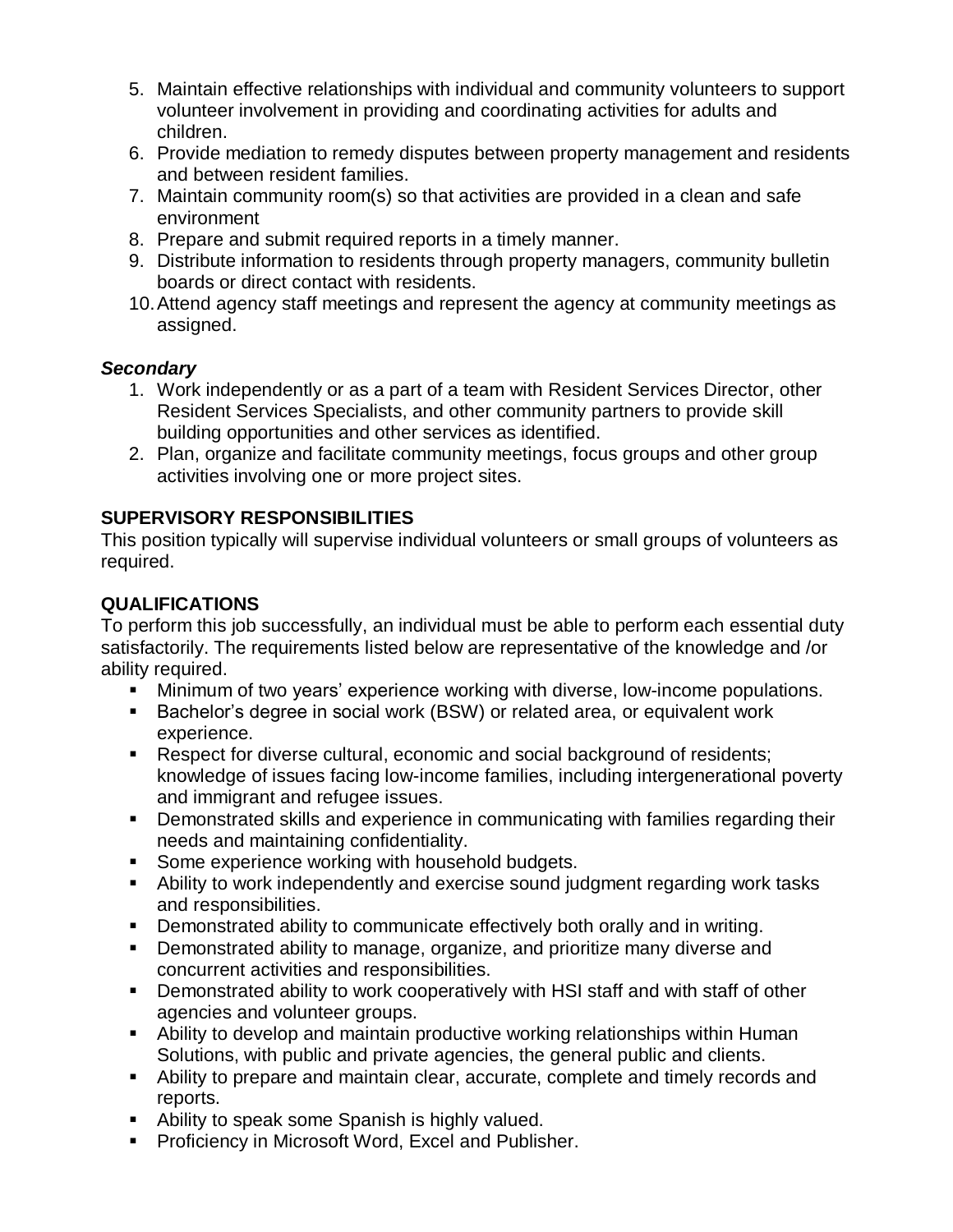5. Maintain effective relationships with individual and community volunteers to support volunteer involvement in providing and coordinating activities for adults and children.
6. Provide mediation to remedy disputes between property management and residents and between resident families.
7. Maintain community room(s) so that activities are provided in a clean and safe environment
8. Prepare and submit required reports in a timely manner.
9. Distribute information to residents through property managers, community bulletin boards or direct contact with residents.
10. Attend agency staff meetings and represent the agency at community meetings as assigned.

***Secondary***

1. Work independently or as a part of a team with Resident Services Director, other Resident Services Specialists, and other community partners to provide skill building opportunities and other services as identified.
2. Plan, organize and facilitate community meetings, focus groups and other group activities involving one or more project sites.

**SUPERVISORY RESPONSIBILITIES**

This position typically will supervise individual volunteers or small groups of volunteers as required.

**QUALIFICATIONS**

To perform this job successfully, an individual must be able to perform each essential duty satisfactorily. The requirements listed below are representative of the knowledge and /or ability required.

- Minimum of two years' experience working with diverse, low-income populations.
- Bachelor's degree in social work (BSW) or related area, or equivalent work experience.
- Respect for diverse cultural, economic and social background of residents; knowledge of issues facing low-income families, including intergenerational poverty and immigrant and refugee issues.
- Demonstrated skills and experience in communicating with families regarding their needs and maintaining confidentiality.
- Some experience working with household budgets.
- Ability to work independently and exercise sound judgment regarding work tasks and responsibilities.
- Demonstrated ability to communicate effectively both orally and in writing.
- Demonstrated ability to manage, organize, and prioritize many diverse and concurrent activities and responsibilities.
- Demonstrated ability to work cooperatively with HSI staff and with staff of other agencies and volunteer groups.
- Ability to develop and maintain productive working relationships within Human Solutions, with public and private agencies, the general public and clients.
- Ability to prepare and maintain clear, accurate, complete and timely records and reports.
- Ability to speak some Spanish is highly valued.
- Proficiency in Microsoft Word, Excel and Publisher.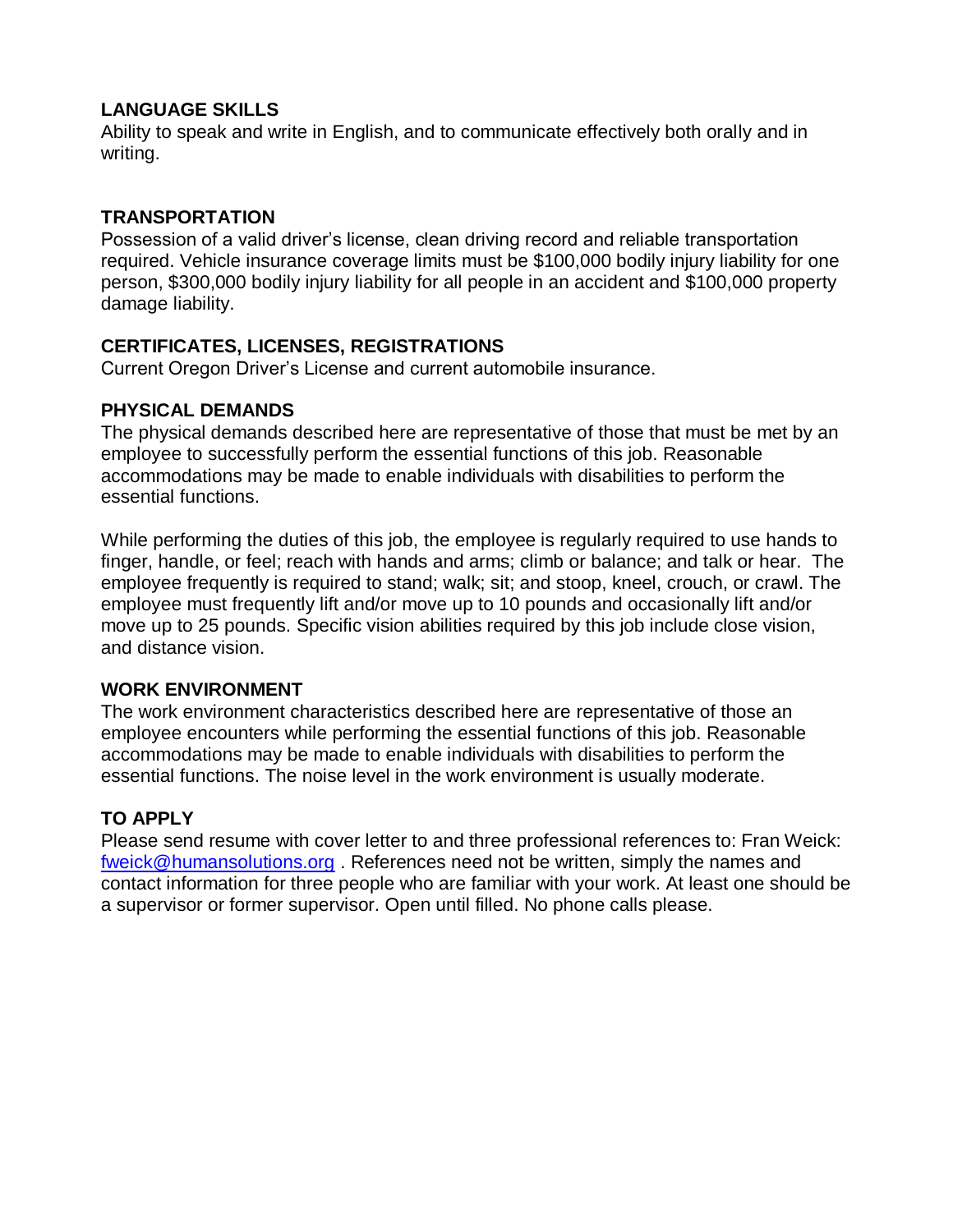## LANGUAGE SKILLS

Ability to speak and write in English, and to communicate effectively both orally and in writing.

## TRANSPORTATION

Possession of a valid driver's license, clean driving record and reliable transportation required. Vehicle insurance coverage limits must be $100,000 bodily injury liability for one person, $300,000 bodily injury liability for all people in an accident and $100,000 property damage liability.

## CERTIFICATES, LICENSES, REGISTRATIONS

Current Oregon Driver's License and current automobile insurance.

## PHYSICAL DEMANDS

The physical demands described here are representative of those that must be met by an employee to successfully perform the essential functions of this job. Reasonable accommodations may be made to enable individuals with disabilities to perform the essential functions.

While performing the duties of this job, the employee is regularly required to use hands to finger, handle, or feel; reach with hands and arms; climb or balance; and talk or hear. The employee frequently is required to stand; walk; sit; and stoop, kneel, crouch, or crawl. The employee must frequently lift and/or move up to 10 pounds and occasionally lift and/or move up to 25 pounds. Specific vision abilities required by this job include close vision, and distance vision.

## WORK ENVIRONMENT

The work environment characteristics described here are representative of those an employee encounters while performing the essential functions of this job. Reasonable accommodations may be made to enable individuals with disabilities to perform the essential functions. The noise level in the work environment is usually moderate.

## TO APPLY

Please send resume with cover letter to and three professional references to: Fran Weick: [fweick@humansolutions.org](mailto:fweick@humansolutions.org) . References need not be written, simply the names and contact information for three people who are familiar with your work. At least one should be a supervisor or former supervisor. Open until filled. No phone calls please.